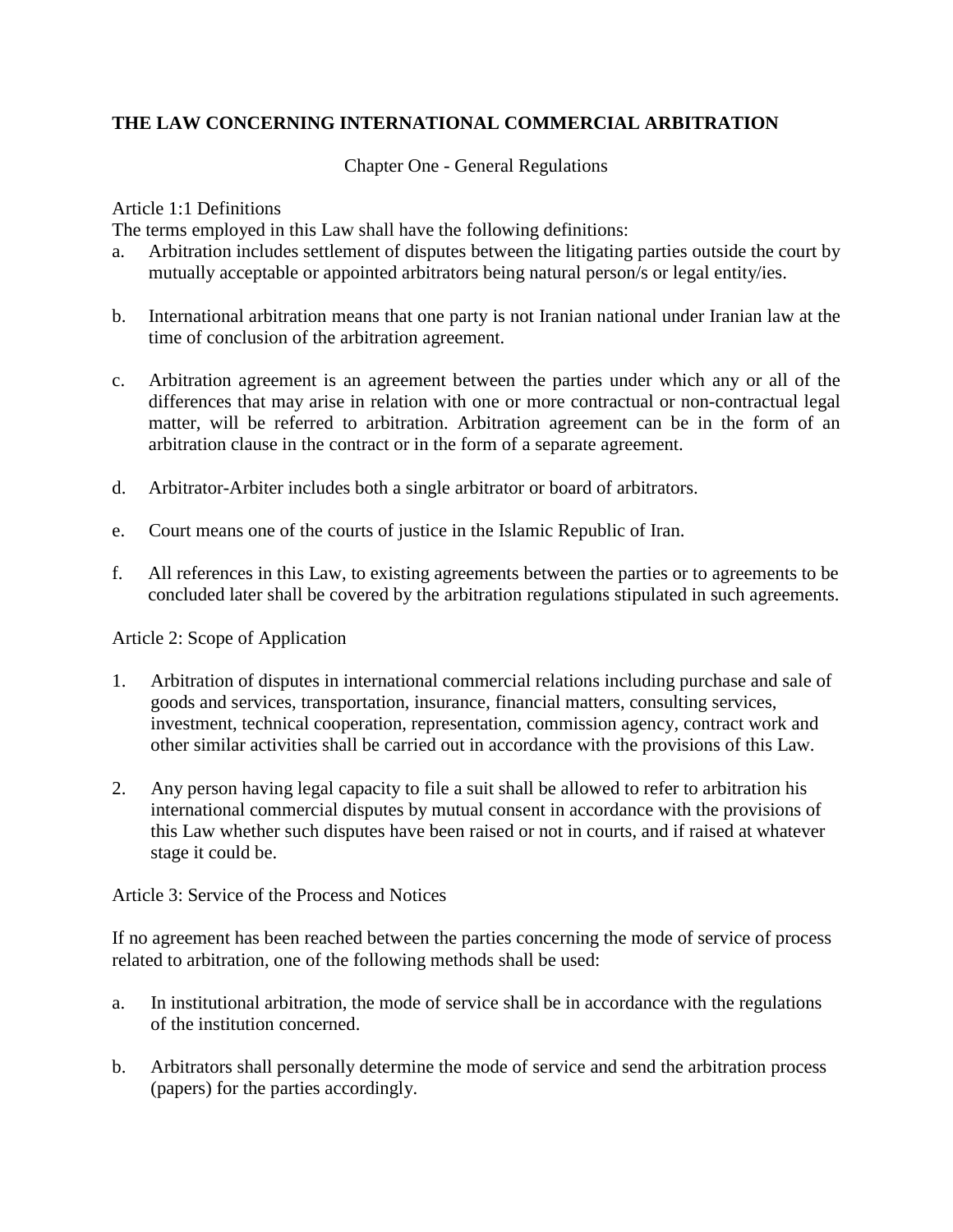# THE LAW CONCERNING INTERNATIONAL COMMERCIAL ARBITRATION

Chapter One - General Regulations

Article 1:1 Definitions

The terms employed in this Law shall have the following definitions:

a. Arbitration includes settlement of disputes between the litigating parties outside the court by mutually acceptable or appointed arbitrators being natural person/s or legal entity/ies.

b. International arbitration means that one party is not Iranian national under Iranian law at the time of conclusion of the arbitration agreement.

c. Arbitration agreement is an agreement between the parties under which any or all of the differences that may arise in relation with one or more contractual or non-contractual legal matter, will be referred to arbitration. Arbitration agreement can be in the form of an arbitration clause in the contract or in the form of a separate agreement.

d. Arbitrator-Arbiter includes both a single arbitrator or board of arbitrators.

e. Court means one of the courts of justice in the Islamic Republic of Iran.

f. All references in this Law, to existing agreements between the parties or to agreements to be concluded later shall be covered by the arbitration regulations stipulated in such agreements.

Article 2: Scope of Application

1. Arbitration of disputes in international commercial relations including purchase and sale of goods and services, transportation, insurance, financial matters, consulting services, investment, technical cooperation, representation, commission agency, contract work and other similar activities shall be carried out in accordance with the provisions of this Law.

2. Any person having legal capacity to file a suit shall be allowed to refer to arbitration his international commercial disputes by mutual consent in accordance with the provisions of this Law whether such disputes have been raised or not in courts, and if raised at whatever stage it could be.

Article 3: Service of the Process and Notices

If no agreement has been reached between the parties concerning the mode of service of process related to arbitration, one of the following methods shall be used:

a. In institutional arbitration, the mode of service shall be in accordance with the regulations of the institution concerned.

b. Arbitrators shall personally determine the mode of service and send the arbitration process (papers) for the parties accordingly.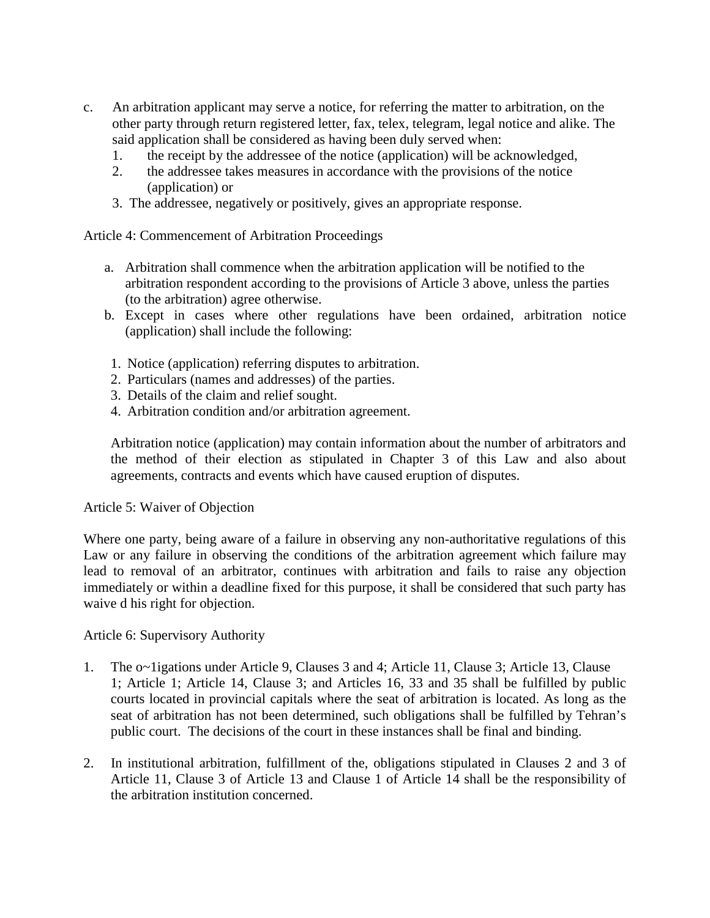c. An arbitration applicant may serve a notice, for referring the matter to arbitration, on the other party through return registered letter, fax, telex, telegram, legal notice and alike. The said application shall be considered as having been duly served when:
   1. the receipt by the addressee of the notice (application) will be acknowledged,
   2. the addressee takes measures in accordance with the provisions of the notice (application) or
   3. The addressee, negatively or positively, gives an appropriate response.

Article 4: Commencement of Arbitration Proceedings

a. Arbitration shall commence when the arbitration application will be notified to the arbitration respondent according to the provisions of Article 3 above, unless the parties (to the arbitration) agree otherwise.
b. Except in cases where other regulations have been ordained, arbitration notice (application) shall include the following:

   1. Notice (application) referring disputes to arbitration.
   2. Particulars (names and addresses) of the parties.
   3. Details of the claim and relief sought.
   4. Arbitration condition and/or arbitration agreement.

   Arbitration notice (application) may contain information about the number of arbitrators and the method of their election as stipulated in Chapter 3 of this Law and also about agreements, contracts and events which have caused eruption of disputes.

Article 5: Waiver of Objection

Where one party, being aware of a failure in observing any non-authoritative regulations of this Law or any failure in observing the conditions of the arbitration agreement which failure may lead to removal of an arbitrator, continues with arbitration and fails to raise any objection immediately or within a deadline fixed for this purpose, it shall be considered that such party has waive d his right for objection.

Article 6: Supervisory Authority

1. The o~1igations under Article 9, Clauses 3 and 4; Article 11, Clause 3; Article 13, Clause 1; Article 1; Article 14, Clause 3; and Articles 16, 33 and 35 shall be fulfilled by public courts located in provincial capitals where the seat of arbitration is located. As long as the seat of arbitration has not been determined, such obligations shall be fulfilled by Tehran's public court. The decisions of the court in these instances shall be final and binding.

2. In institutional arbitration, fulfillment of the, obligations stipulated in Clauses 2 and 3 of Article 11, Clause 3 of Article 13 and Clause 1 of Article 14 shall be the responsibility of the arbitration institution concerned.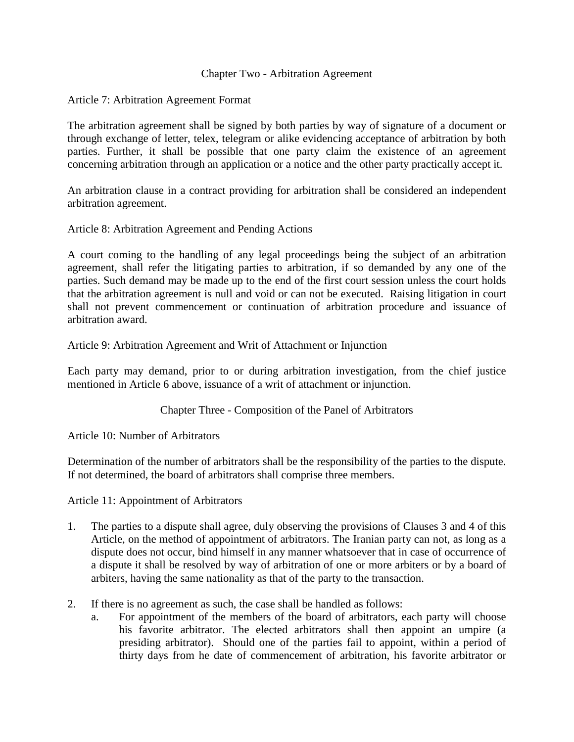## Chapter Two - Arbitration Agreement

### Article 7: Arbitration Agreement Format

The arbitration agreement shall be signed by both parties by way of signature of a document or through exchange of letter, telex, telegram or alike evidencing acceptance of arbitration by both parties. Further, it shall be possible that one party claim the existence of an agreement concerning arbitration through an application or a notice and the other party practically accept it.

An arbitration clause in a contract providing for arbitration shall be considered an independent arbitration agreement.

### Article 8: Arbitration Agreement and Pending Actions

A court coming to the handling of any legal proceedings being the subject of an arbitration agreement, shall refer the litigating parties to arbitration, if so demanded by any one of the parties. Such demand may be made up to the end of the first court session unless the court holds that the arbitration agreement is null and void or can not be executed. Raising litigation in court shall not prevent commencement or continuation of arbitration procedure and issuance of arbitration award.

### Article 9: Arbitration Agreement and Writ of Attachment or Injunction

Each party may demand, prior to or during arbitration investigation, from the chief justice mentioned in Article 6 above, issuance of a writ of attachment or injunction.

## Chapter Three - Composition of the Panel of Arbitrators

### Article 10: Number of Arbitrators

Determination of the number of arbitrators shall be the responsibility of the parties to the dispute. If not determined, the board of arbitrators shall comprise three members.

### Article 11: Appointment of Arbitrators

1. The parties to a dispute shall agree, duly observing the provisions of Clauses 3 and 4 of this Article, on the method of appointment of arbitrators. The Iranian party can not, as long as a dispute does not occur, bind himself in any manner whatsoever that in case of occurrence of a dispute it shall be resolved by way of arbitration of one or more arbiters or by a board of arbiters, having the same nationality as that of the party to the transaction.

2. If there is no agreement as such, the case shall be handled as follows:
   a. For appointment of the members of the board of arbitrators, each party will choose his favorite arbitrator. The elected arbitrators shall then appoint an umpire (a presiding arbitrator). Should one of the parties fail to appoint, within a period of thirty days from he date of commencement of arbitration, his favorite arbitrator or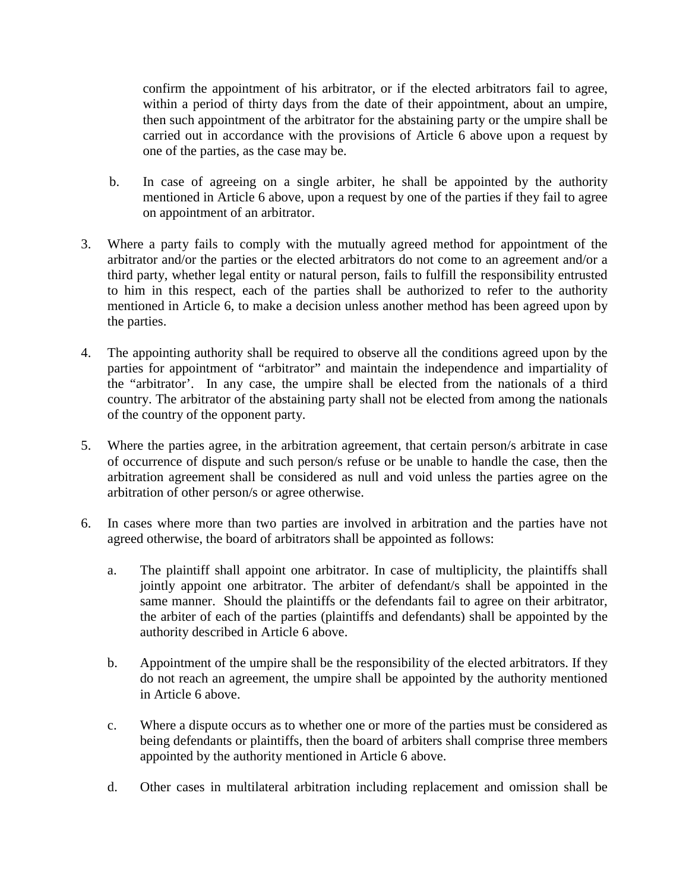confirm the appointment of his arbitrator, or if the elected arbitrators fail to agree, within a period of thirty days from the date of their appointment, about an umpire, then such appointment of the arbitrator for the abstaining party or the umpire shall be carried out in accordance with the provisions of Article 6 above upon a request by one of the parties, as the case may be.

   b. In case of agreeing on a single arbiter, he shall be appointed by the authority mentioned in Article 6 above, upon a request by one of the parties if they fail to agree on appointment of an arbitrator.

3. Where a party fails to comply with the mutually agreed method for appointment of the arbitrator and/or the parties or the elected arbitrators do not come to an agreement and/or a third party, whether legal entity or natural person, fails to fulfill the responsibility entrusted to him in this respect, each of the parties shall be authorized to refer to the authority mentioned in Article 6, to make a decision unless another method has been agreed upon by the parties.

4. The appointing authority shall be required to observe all the conditions agreed upon by the parties for appointment of "arbitrator" and maintain the independence and impartiality of the "arbitrator'. In any case, the umpire shall be elected from the nationals of a third country. The arbitrator of the abstaining party shall not be elected from among the nationals of the country of the opponent party.

5. Where the parties agree, in the arbitration agreement, that certain person/s arbitrate in case of occurrence of dispute and such person/s refuse or be unable to handle the case, then the arbitration agreement shall be considered as null and void unless the parties agree on the arbitration of other person/s or agree otherwise.

6. In cases where more than two parties are involved in arbitration and the parties have not agreed otherwise, the board of arbitrators shall be appointed as follows:

   a. The plaintiff shall appoint one arbitrator. In case of multiplicity, the plaintiffs shall jointly appoint one arbitrator. The arbiter of defendant/s shall be appointed in the same manner. Should the plaintiffs or the defendants fail to agree on their arbitrator, the arbiter of each of the parties (plaintiffs and defendants) shall be appointed by the authority described in Article 6 above.

   b. Appointment of the umpire shall be the responsibility of the elected arbitrators. If they do not reach an agreement, the umpire shall be appointed by the authority mentioned in Article 6 above.

   c. Where a dispute occurs as to whether one or more of the parties must be considered as being defendants or plaintiffs, then the board of arbiters shall comprise three members appointed by the authority mentioned in Article 6 above.

   d. Other cases in multilateral arbitration including replacement and omission shall be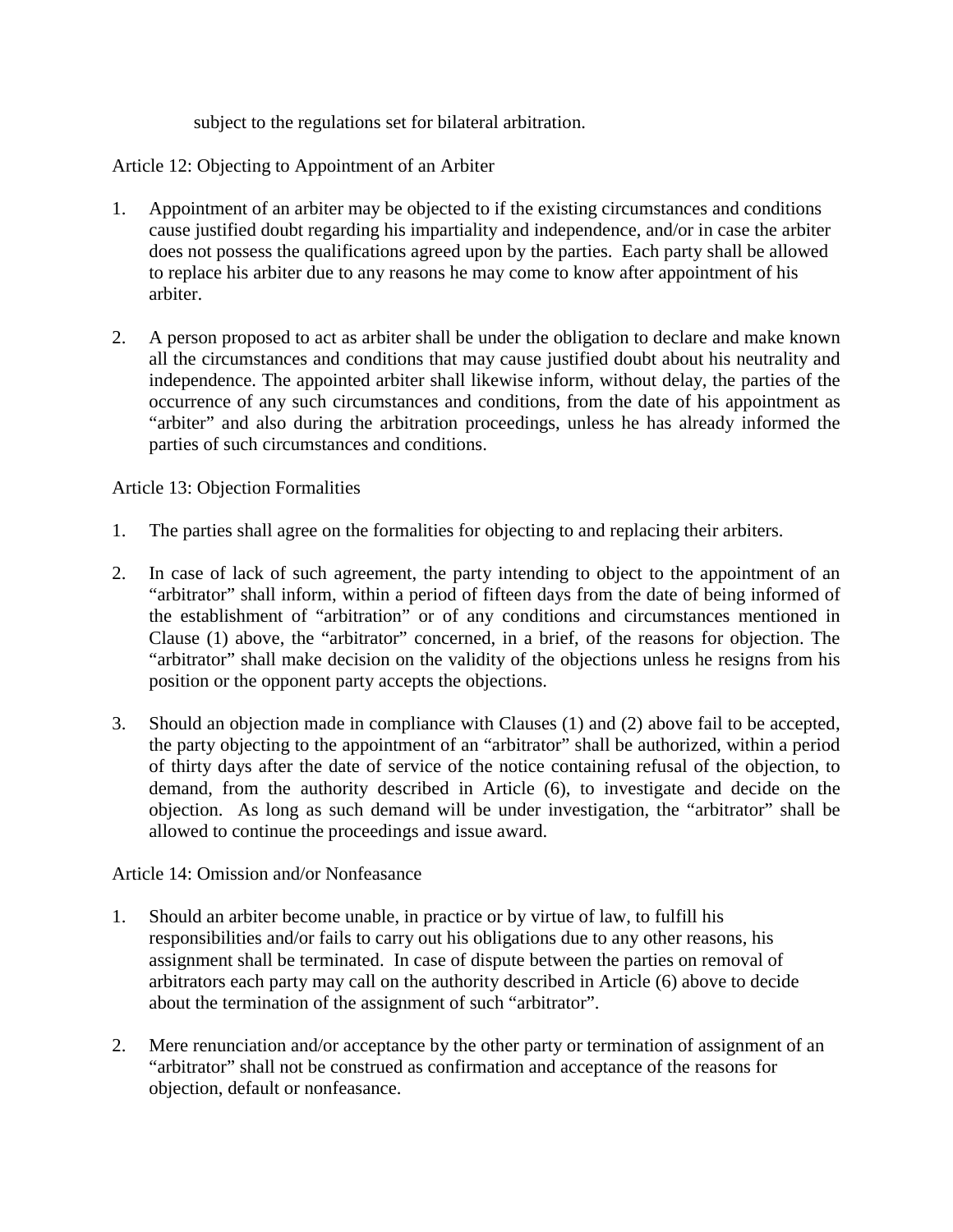subject to the regulations set for bilateral arbitration.

Article 12: Objecting to Appointment of an Arbiter

1. Appointment of an arbiter may be objected to if the existing circumstances and conditions cause justified doubt regarding his impartiality and independence, and/or in case the arbiter does not possess the qualifications agreed upon by the parties. Each party shall be allowed to replace his arbiter due to any reasons he may come to know after appointment of his arbiter.

2. A person proposed to act as arbiter shall be under the obligation to declare and make known all the circumstances and conditions that may cause justified doubt about his neutrality and independence. The appointed arbiter shall likewise inform, without delay, the parties of the occurrence of any such circumstances and conditions, from the date of his appointment as "arbiter" and also during the arbitration proceedings, unless he has already informed the parties of such circumstances and conditions.

Article 13: Objection Formalities

1. The parties shall agree on the formalities for objecting to and replacing their arbiters.

2. In case of lack of such agreement, the party intending to object to the appointment of an "arbitrator" shall inform, within a period of fifteen days from the date of being informed of the establishment of "arbitration" or of any conditions and circumstances mentioned in Clause (1) above, the "arbitrator" concerned, in a brief, of the reasons for objection. The "arbitrator" shall make decision on the validity of the objections unless he resigns from his position or the opponent party accepts the objections.

3. Should an objection made in compliance with Clauses (1) and (2) above fail to be accepted, the party objecting to the appointment of an "arbitrator" shall be authorized, within a period of thirty days after the date of service of the notice containing refusal of the objection, to demand, from the authority described in Article (6), to investigate and decide on the objection. As long as such demand will be under investigation, the "arbitrator" shall be allowed to continue the proceedings and issue award.

Article 14: Omission and/or Nonfeasance

1. Should an arbiter become unable, in practice or by virtue of law, to fulfill his responsibilities and/or fails to carry out his obligations due to any other reasons, his assignment shall be terminated. In case of dispute between the parties on removal of arbitrators each party may call on the authority described in Article (6) above to decide about the termination of the assignment of such "arbitrator".

2. Mere renunciation and/or acceptance by the other party or termination of assignment of an "arbitrator" shall not be construed as confirmation and acceptance of the reasons for objection, default or nonfeasance.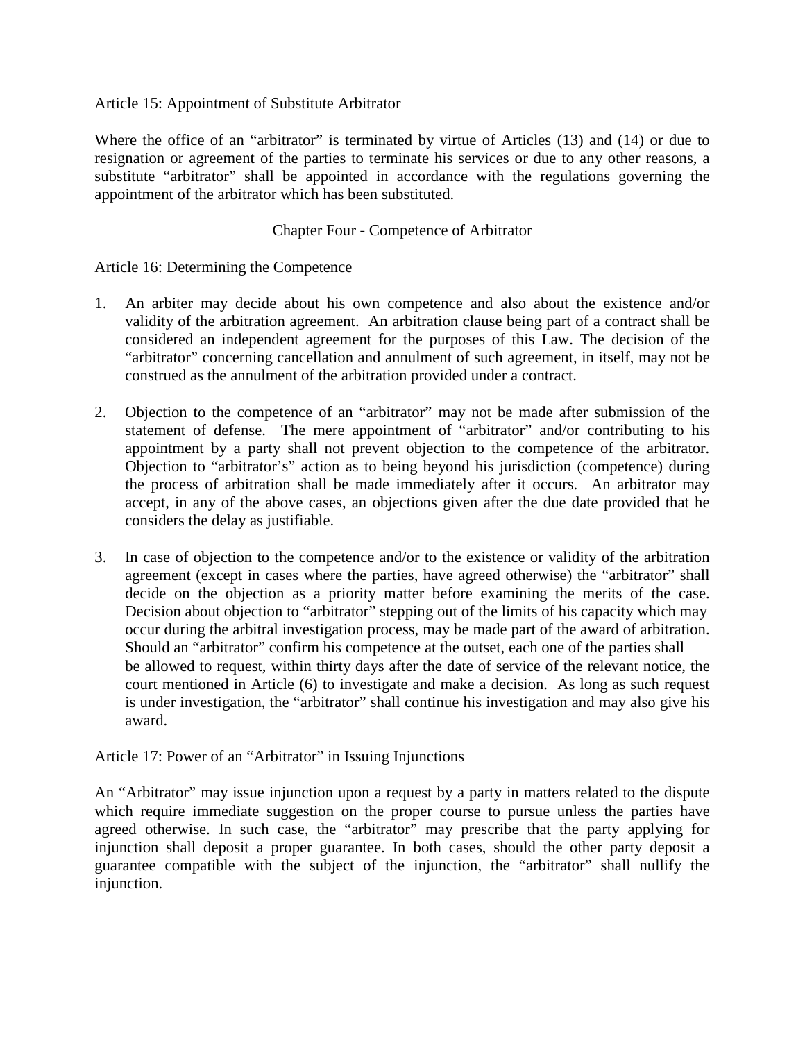Article 15: Appointment of Substitute Arbitrator

Where the office of an "arbitrator" is terminated by virtue of Articles (13) and (14) or due to resignation or agreement of the parties to terminate his services or due to any other reasons, a substitute "arbitrator" shall be appointed in accordance with the regulations governing the appointment of the arbitrator which has been substituted.

## Chapter Four - Competence of Arbitrator

Article 16: Determining the Competence

1. An arbiter may decide about his own competence and also about the existence and/or validity of the arbitration agreement. An arbitration clause being part of a contract shall be considered an independent agreement for the purposes of this Law. The decision of the "arbitrator" concerning cancellation and annulment of such agreement, in itself, may not be construed as the annulment of the arbitration provided under a contract.

2. Objection to the competence of an "arbitrator" may not be made after submission of the statement of defense. The mere appointment of "arbitrator" and/or contributing to his appointment by a party shall not prevent objection to the competence of the arbitrator. Objection to "arbitrator's" action as to being beyond his jurisdiction (competence) during the process of arbitration shall be made immediately after it occurs. An arbitrator may accept, in any of the above cases, an objections given after the due date provided that he considers the delay as justifiable.

3. In case of objection to the competence and/or to the existence or validity of the arbitration agreement (except in cases where the parties, have agreed otherwise) the "arbitrator" shall decide on the objection as a priority matter before examining the merits of the case. Decision about objection to "arbitrator" stepping out of the limits of his capacity which may occur during the arbitral investigation process, may be made part of the award of arbitration. Should an "arbitrator" confirm his competence at the outset, each one of the parties shall be allowed to request, within thirty days after the date of service of the relevant notice, the court mentioned in Article (6) to investigate and make a decision. As long as such request is under investigation, the "arbitrator" shall continue his investigation and may also give his award.

Article 17: Power of an "Arbitrator" in Issuing Injunctions

An "Arbitrator" may issue injunction upon a request by a party in matters related to the dispute which require immediate suggestion on the proper course to pursue unless the parties have agreed otherwise. In such case, the "arbitrator" may prescribe that the party applying for injunction shall deposit a proper guarantee. In both cases, should the other party deposit a guarantee compatible with the subject of the injunction, the "arbitrator" shall nullify the injunction.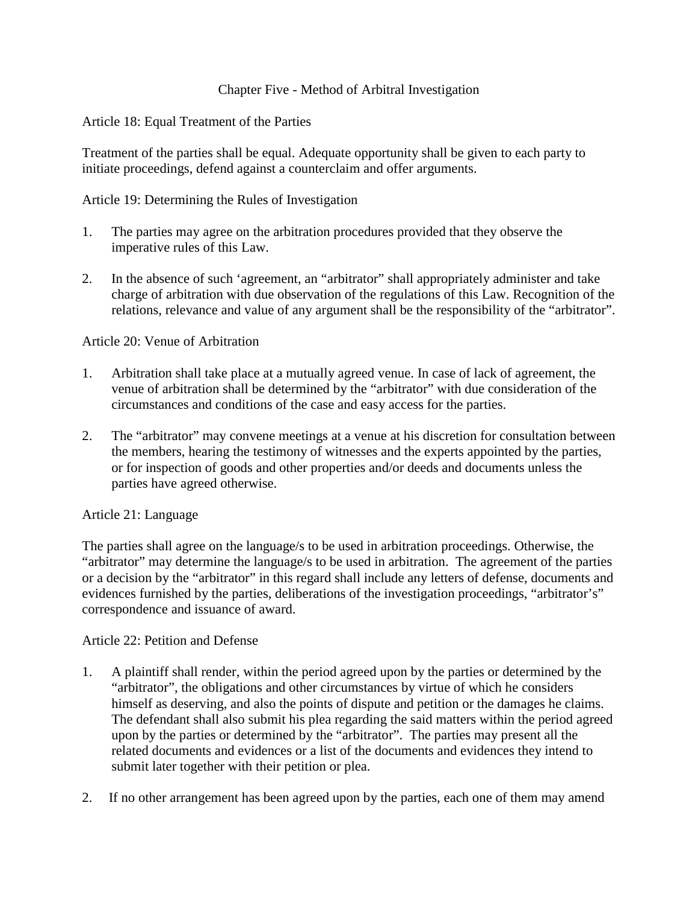## Chapter Five - Method of Arbitral Investigation

### Article 18: Equal Treatment of the Parties

Treatment of the parties shall be equal. Adequate opportunity shall be given to each party to initiate proceedings, defend against a counterclaim and offer arguments.

### Article 19: Determining the Rules of Investigation

1. The parties may agree on the arbitration procedures provided that they observe the imperative rules of this Law.

2. In the absence of such ‘agreement, an “arbitrator” shall appropriately administer and take charge of arbitration with due observation of the regulations of this Law. Recognition of the relations, relevance and value of any argument shall be the responsibility of the “arbitrator”.

### Article 20: Venue of Arbitration

1. Arbitration shall take place at a mutually agreed venue. In case of lack of agreement, the venue of arbitration shall be determined by the “arbitrator” with due consideration of the circumstances and conditions of the case and easy access for the parties.

2. The “arbitrator” may convene meetings at a venue at his discretion for consultation between the members, hearing the testimony of witnesses and the experts appointed by the parties, or for inspection of goods and other properties and/or deeds and documents unless the parties have agreed otherwise.

### Article 21: Language

The parties shall agree on the language/s to be used in arbitration proceedings. Otherwise, the “arbitrator” may determine the language/s to be used in arbitration. The agreement of the parties or a decision by the “arbitrator” in this regard shall include any letters of defense, documents and evidences furnished by the parties, deliberations of the investigation proceedings, “arbitrator’s” correspondence and issuance of award.

### Article 22: Petition and Defense

1. A plaintiff shall render, within the period agreed upon by the parties or determined by the “arbitrator”, the obligations and other circumstances by virtue of which he considers himself as deserving, and also the points of dispute and petition or the damages he claims. The defendant shall also submit his plea regarding the said matters within the period agreed upon by the parties or determined by the “arbitrator”. The parties may present all the related documents and evidences or a list of the documents and evidences they intend to submit later together with their petition or plea.

2. If no other arrangement has been agreed upon by the parties, each one of them may amend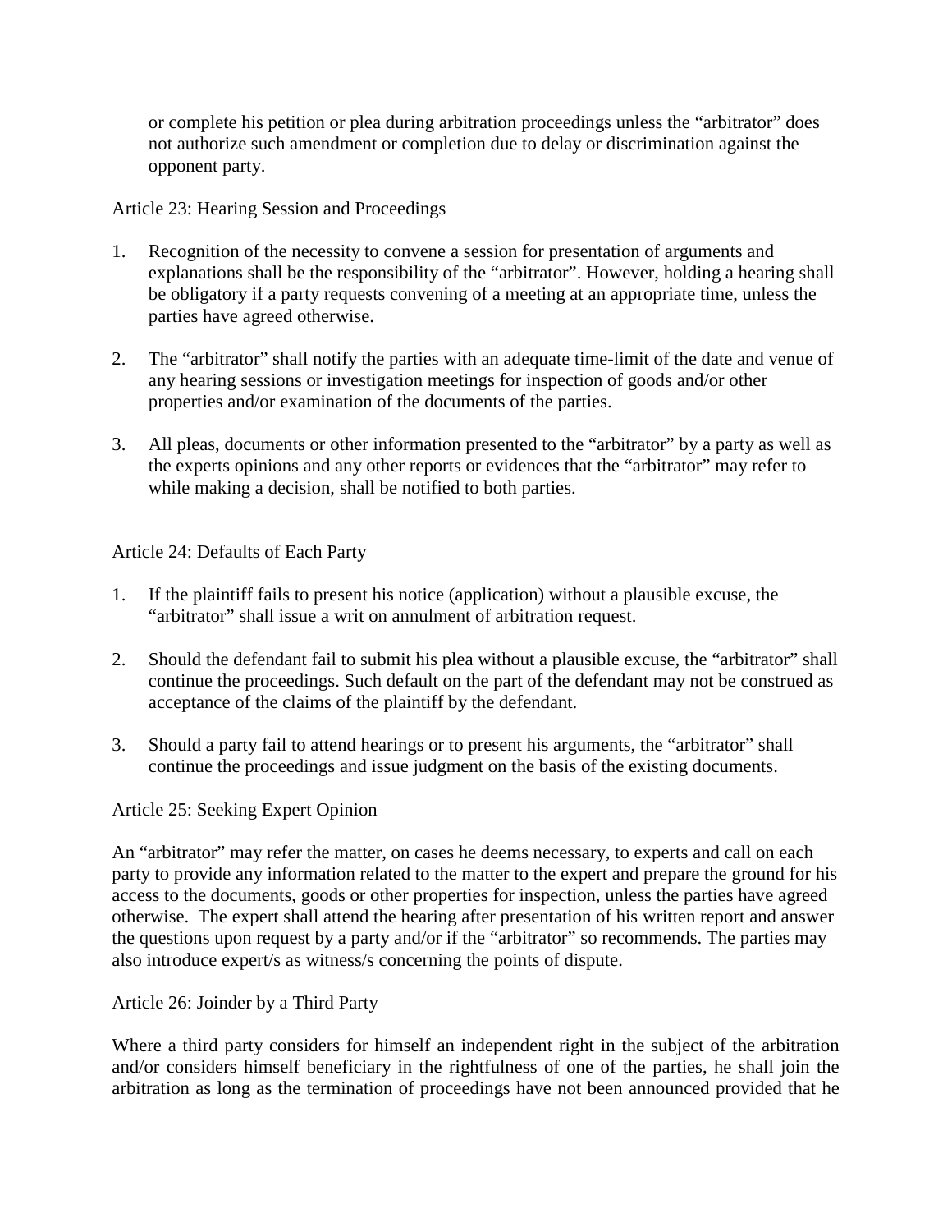or complete his petition or plea during arbitration proceedings unless the "arbitrator" does not authorize such amendment or completion due to delay or discrimination against the opponent party.

Article 23: Hearing Session and Proceedings

1. Recognition of the necessity to convene a session for presentation of arguments and explanations shall be the responsibility of the "arbitrator". However, holding a hearing shall be obligatory if a party requests convening of a meeting at an appropriate time, unless the parties have agreed otherwise.

2. The "arbitrator" shall notify the parties with an adequate time-limit of the date and venue of any hearing sessions or investigation meetings for inspection of goods and/or other properties and/or examination of the documents of the parties.

3. All pleas, documents or other information presented to the "arbitrator" by a party as well as the experts opinions and any other reports or evidences that the "arbitrator" may refer to while making a decision, shall be notified to both parties.

Article 24: Defaults of Each Party

1. If the plaintiff fails to present his notice (application) without a plausible excuse, the "arbitrator" shall issue a writ on annulment of arbitration request.

2. Should the defendant fail to submit his plea without a plausible excuse, the "arbitrator" shall continue the proceedings. Such default on the part of the defendant may not be construed as acceptance of the claims of the plaintiff by the defendant.

3. Should a party fail to attend hearings or to present his arguments, the "arbitrator" shall continue the proceedings and issue judgment on the basis of the existing documents.

Article 25: Seeking Expert Opinion

An "arbitrator" may refer the matter, on cases he deems necessary, to experts and call on each party to provide any information related to the matter to the expert and prepare the ground for his access to the documents, goods or other properties for inspection, unless the parties have agreed otherwise. The expert shall attend the hearing after presentation of his written report and answer the questions upon request by a party and/or if the "arbitrator" so recommends. The parties may also introduce expert/s as witness/s concerning the points of dispute.

Article 26: Joinder by a Third Party

Where a third party considers for himself an independent right in the subject of the arbitration and/or considers himself beneficiary in the rightfulness of one of the parties, he shall join the arbitration as long as the termination of proceedings have not been announced provided that he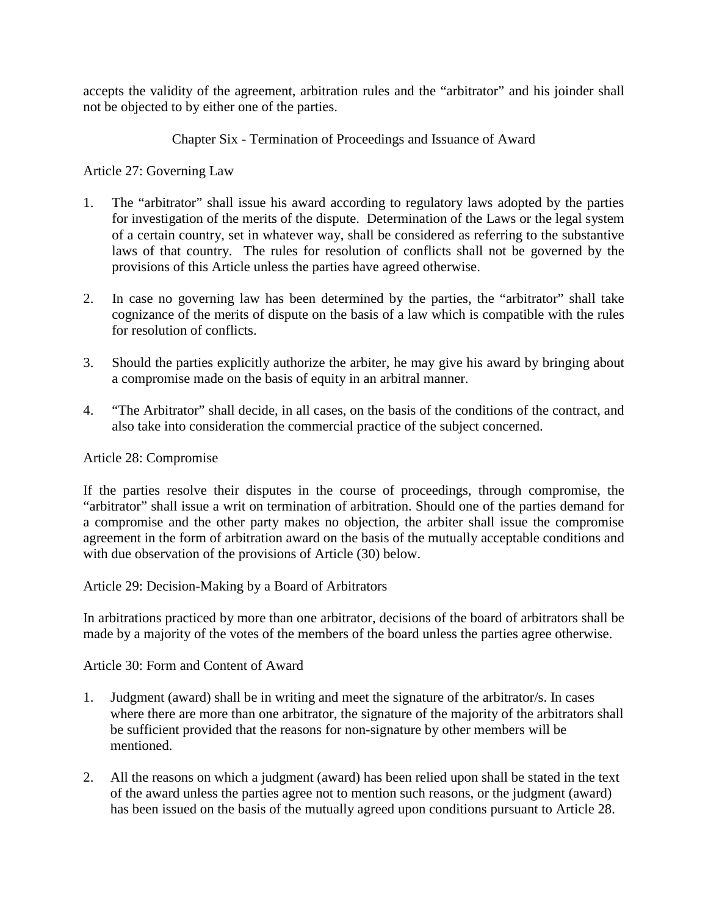accepts the validity of the agreement, arbitration rules and the "arbitrator" and his joinder shall not be objected to by either one of the parties.

## Chapter Six - Termination of Proceedings and Issuance of Award

### Article 27: Governing Law

1. The "arbitrator" shall issue his award according to regulatory laws adopted by the parties for investigation of the merits of the dispute. Determination of the Laws or the legal system of a certain country, set in whatever way, shall be considered as referring to the substantive laws of that country. The rules for resolution of conflicts shall not be governed by the provisions of this Article unless the parties have agreed otherwise.

2. In case no governing law has been determined by the parties, the "arbitrator" shall take cognizance of the merits of dispute on the basis of a law which is compatible with the rules for resolution of conflicts.

3. Should the parties explicitly authorize the arbiter, he may give his award by bringing about a compromise made on the basis of equity in an arbitral manner.

4. "The Arbitrator" shall decide, in all cases, on the basis of the conditions of the contract, and also take into consideration the commercial practice of the subject concerned.

### Article 28: Compromise

If the parties resolve their disputes in the course of proceedings, through compromise, the "arbitrator" shall issue a writ on termination of arbitration. Should one of the parties demand for a compromise and the other party makes no objection, the arbiter shall issue the compromise agreement in the form of arbitration award on the basis of the mutually acceptable conditions and with due observation of the provisions of Article (30) below.

### Article 29: Decision-Making by a Board of Arbitrators

In arbitrations practiced by more than one arbitrator, decisions of the board of arbitrators shall be made by a majority of the votes of the members of the board unless the parties agree otherwise.

### Article 30: Form and Content of Award

1. Judgment (award) shall be in writing and meet the signature of the arbitrator/s. In cases where there are more than one arbitrator, the signature of the majority of the arbitrators shall be sufficient provided that the reasons for non-signature by other members will be mentioned.

2. All the reasons on which a judgment (award) has been relied upon shall be stated in the text of the award unless the parties agree not to mention such reasons, or the judgment (award) has been issued on the basis of the mutually agreed upon conditions pursuant to Article 28.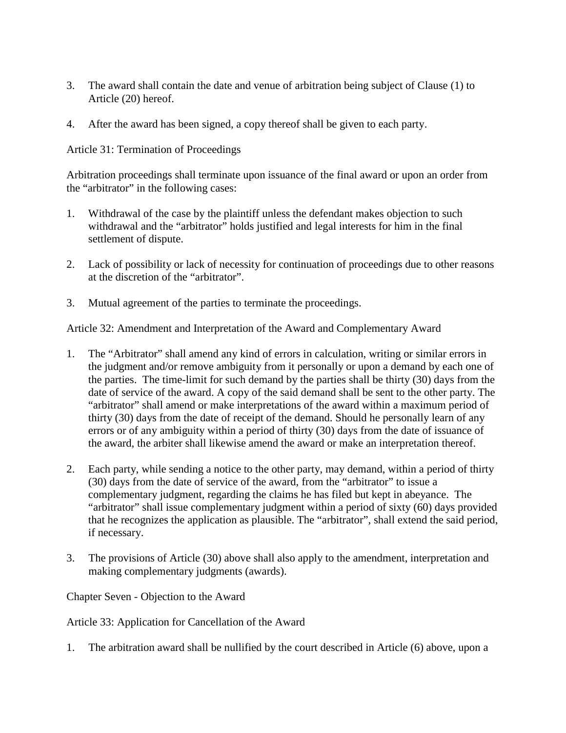3. The award shall contain the date and venue of arbitration being subject of Clause (1) to Article (20) hereof.

4. After the award has been signed, a copy thereof shall be given to each party.

Article 31: Termination of Proceedings

Arbitration proceedings shall terminate upon issuance of the final award or upon an order from the "arbitrator" in the following cases:

1. Withdrawal of the case by the plaintiff unless the defendant makes objection to such withdrawal and the "arbitrator" holds justified and legal interests for him in the final settlement of dispute.

2. Lack of possibility or lack of necessity for continuation of proceedings due to other reasons at the discretion of the "arbitrator".

3. Mutual agreement of the parties to terminate the proceedings.

Article 32: Amendment and Interpretation of the Award and Complementary Award

1. The "Arbitrator" shall amend any kind of errors in calculation, writing or similar errors in the judgment and/or remove ambiguity from it personally or upon a demand by each one of the parties. The time-limit for such demand by the parties shall be thirty (30) days from the date of service of the award. A copy of the said demand shall be sent to the other party. The "arbitrator" shall amend or make interpretations of the award within a maximum period of thirty (30) days from the date of receipt of the demand. Should he personally learn of any errors or of any ambiguity within a period of thirty (30) days from the date of issuance of the award, the arbiter shall likewise amend the award or make an interpretation thereof.

2. Each party, while sending a notice to the other party, may demand, within a period of thirty (30) days from the date of service of the award, from the "arbitrator" to issue a complementary judgment, regarding the claims he has filed but kept in abeyance. The "arbitrator" shall issue complementary judgment within a period of sixty (60) days provided that he recognizes the application as plausible. The "arbitrator", shall extend the said period, if necessary.

3. The provisions of Article (30) above shall also apply to the amendment, interpretation and making complementary judgments (awards).

Chapter Seven - Objection to the Award

Article 33: Application for Cancellation of the Award

1. The arbitration award shall be nullified by the court described in Article (6) above, upon a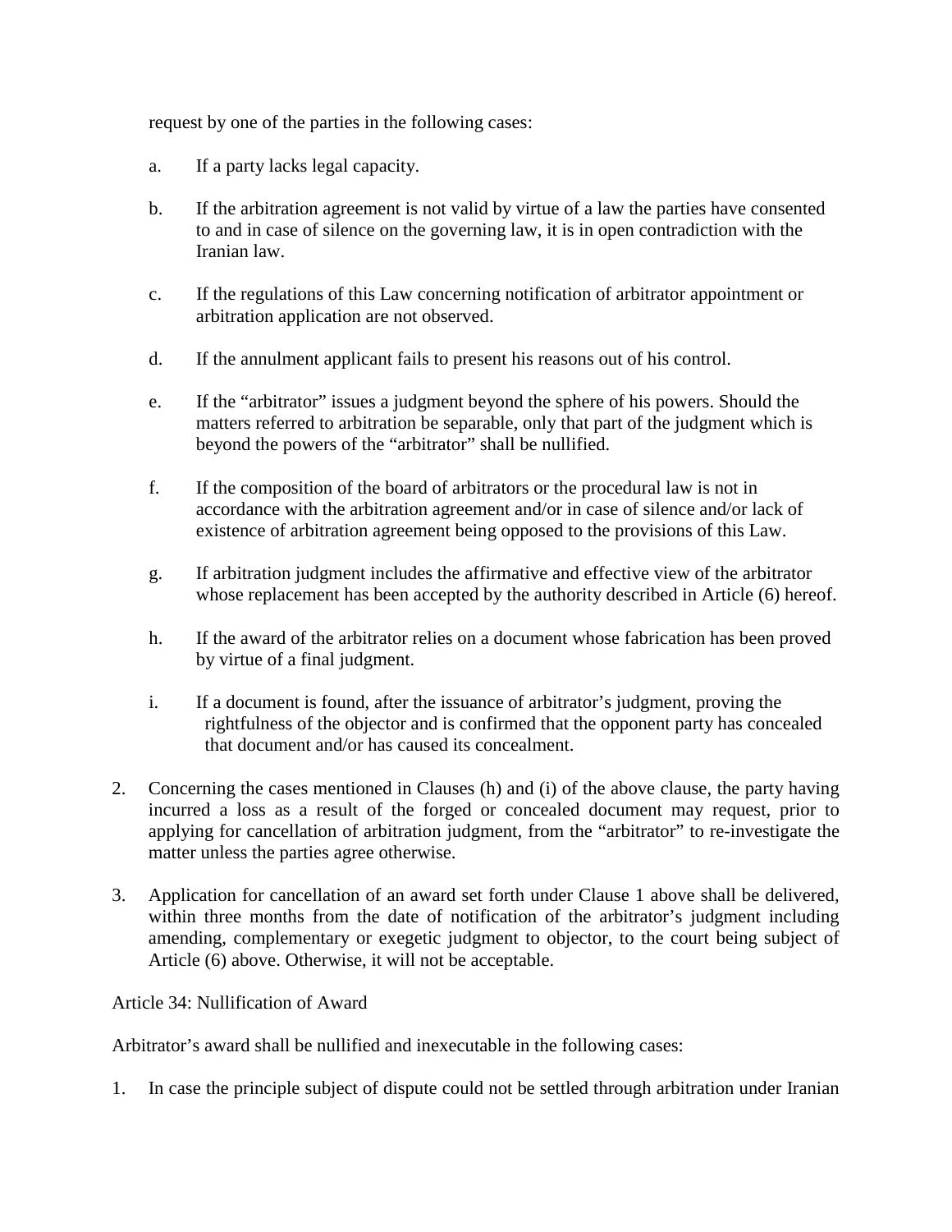request by one of the parties in the following cases:

a. If a party lacks legal capacity.

b. If the arbitration agreement is not valid by virtue of a law the parties have consented to and in case of silence on the governing law, it is in open contradiction with the Iranian law.

c. If the regulations of this Law concerning notification of arbitrator appointment or arbitration application are not observed.

d. If the annulment applicant fails to present his reasons out of his control.

e. If the "arbitrator" issues a judgment beyond the sphere of his powers. Should the matters referred to arbitration be separable, only that part of the judgment which is beyond the powers of the "arbitrator" shall be nullified.

f. If the composition of the board of arbitrators or the procedural law is not in accordance with the arbitration agreement and/or in case of silence and/or lack of existence of arbitration agreement being opposed to the provisions of this Law.

g. If arbitration judgment includes the affirmative and effective view of the arbitrator whose replacement has been accepted by the authority described in Article (6) hereof.

h. If the award of the arbitrator relies on a document whose fabrication has been proved by virtue of a final judgment.

i. If a document is found, after the issuance of arbitrator's judgment, proving the rightfulness of the objector and is confirmed that the opponent party has concealed that document and/or has caused its concealment.

2. Concerning the cases mentioned in Clauses (h) and (i) of the above clause, the party having incurred a loss as a result of the forged or concealed document may request, prior to applying for cancellation of arbitration judgment, from the "arbitrator" to re-investigate the matter unless the parties agree otherwise.

3. Application for cancellation of an award set forth under Clause 1 above shall be delivered, within three months from the date of notification of the arbitrator's judgment including amending, complementary or exegetic judgment to objector, to the court being subject of Article (6) above. Otherwise, it will not be acceptable.

Article 34: Nullification of Award

Arbitrator's award shall be nullified and inexecutable in the following cases:

1. In case the principle subject of dispute could not be settled through arbitration under Iranian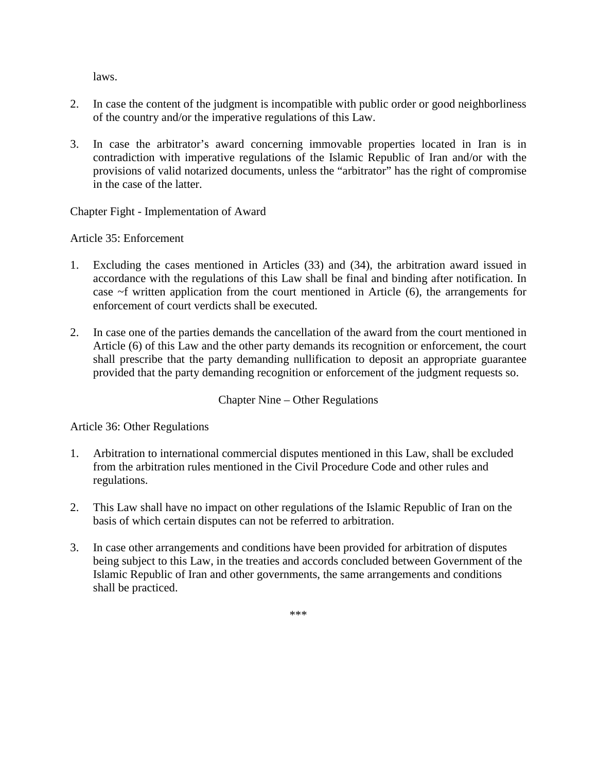laws.

2. In case the content of the judgment is incompatible with public order or good neighborliness of the country and/or the imperative regulations of this Law.

3. In case the arbitrator's award concerning immovable properties located in Iran is in contradiction with imperative regulations of the Islamic Republic of Iran and/or with the provisions of valid notarized documents, unless the "arbitrator" has the right of compromise in the case of the latter.

## Chapter Fight - Implementation of Award

### Article 35: Enforcement

1. Excluding the cases mentioned in Articles (33) and (34), the arbitration award issued in accordance with the regulations of this Law shall be final and binding after notification. In case ~f written application from the court mentioned in Article (6), the arrangements for enforcement of court verdicts shall be executed.

2. In case one of the parties demands the cancellation of the award from the court mentioned in Article (6) of this Law and the other party demands its recognition or enforcement, the court shall prescribe that the party demanding nullification to deposit an appropriate guarantee provided that the party demanding recognition or enforcement of the judgment requests so.

## Chapter Nine – Other Regulations

### Article 36: Other Regulations

1. Arbitration to international commercial disputes mentioned in this Law, shall be excluded from the arbitration rules mentioned in the Civil Procedure Code and other rules and regulations.

2. This Law shall have no impact on other regulations of the Islamic Republic of Iran on the basis of which certain disputes can not be referred to arbitration.

3. In case other arrangements and conditions have been provided for arbitration of disputes being subject to this Law, in the treaties and accords concluded between Government of the Islamic Republic of Iran and other governments, the same arrangements and conditions shall be practiced.

***